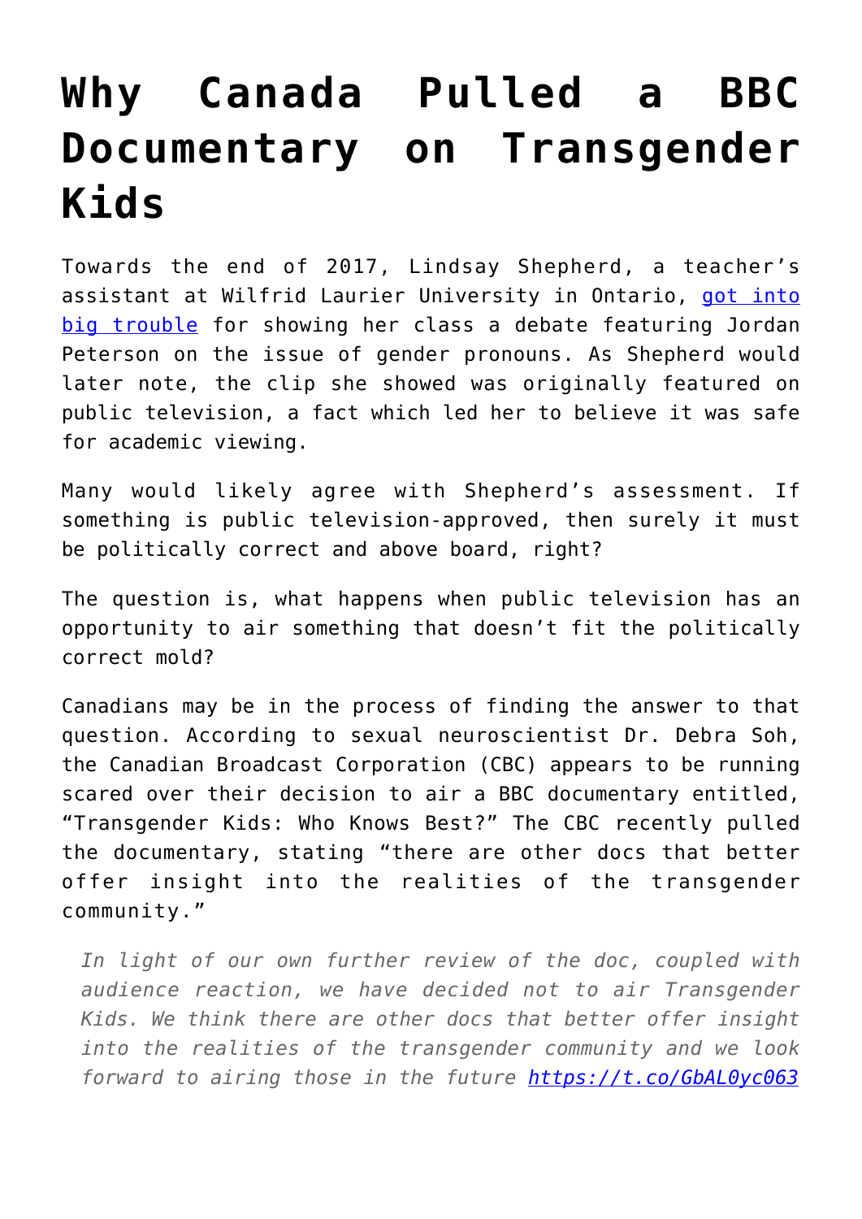# Why Canada Pulled a BBC Documentary on Transgender Kids

Towards the end of 2017, Lindsay Shepherd, a teacher's assistant at Wilfrid Laurier University in Ontario, [got into big trouble] for showing her class a debate featuring Jordan Peterson on the issue of gender pronouns. As Shepherd would later note, the clip she showed was originally featured on public television, a fact which led her to believe it was safe for academic viewing.

Many would likely agree with Shepherd's assessment. If something is public television-approved, then surely it must be politically correct and above board, right?

The question is, what happens when public television has an opportunity to air something that doesn't fit the politically correct mold?

Canadians may be in the process of finding the answer to that question. According to sexual neuroscientist Dr. Debra Soh, the Canadian Broadcast Corporation (CBC) appears to be running scared over their decision to air a BBC documentary entitled, "Transgender Kids: Who Knows Best?" The CBC recently pulled the documentary, stating "there are other docs that better offer insight into the realities of the transgender community."

> *In light of our own further review of the doc, coupled with audience reaction, we have decided not to air Transgender Kids. We think there are other docs that better offer insight into the realities of the transgender community and we look forward to airing those in the future https://t.co/GbAL0yc063*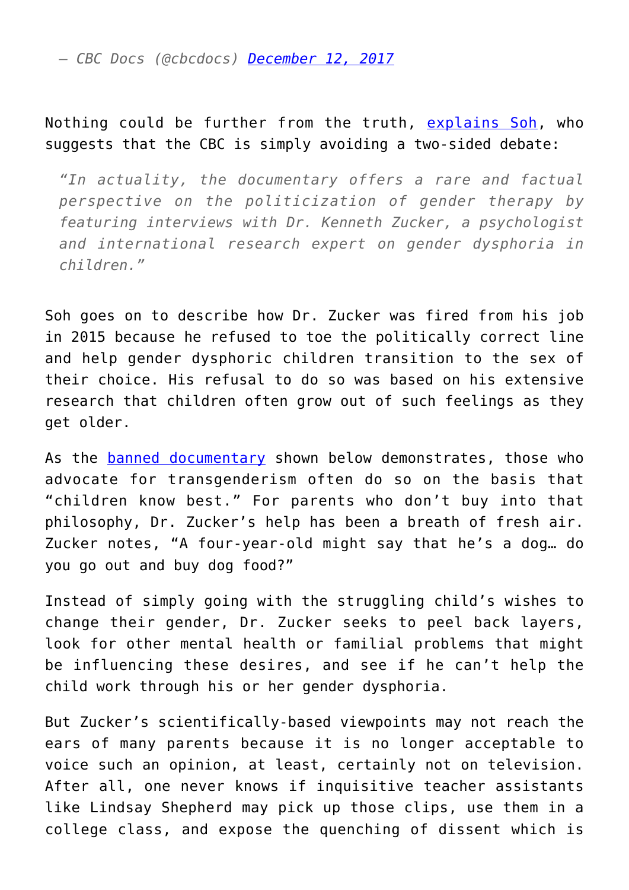— CBC Docs (@cbcdocs) [December 12, 2017]

Nothing could be further from the truth, [explains Soh], who suggests that the CBC is simply avoiding a two-sided debate:

> *"In actuality, the documentary offers a rare and factual perspective on the politicization of gender therapy by featuring interviews with Dr. Kenneth Zucker, a psychologist and international research expert on gender dysphoria in children."*

Soh goes on to describe how Dr. Zucker was fired from his job in 2015 because he refused to toe the politically correct line and help gender dysphoric children transition to the sex of their choice. His refusal to do so was based on his extensive research that children often grow out of such feelings as they get older.

As the [banned documentary] shown below demonstrates, those who advocate for transgenderism often do so on the basis that "children know best." For parents who don't buy into that philosophy, Dr. Zucker's help has been a breath of fresh air. Zucker notes, "A four-year-old might say that he's a dog… do you go out and buy dog food?"

Instead of simply going with the struggling child's wishes to change their gender, Dr. Zucker seeks to peel back layers, look for other mental health or familial problems that might be influencing these desires, and see if he can't help the child work through his or her gender dysphoria.

But Zucker's scientifically-based viewpoints may not reach the ears of many parents because it is no longer acceptable to voice such an opinion, at least, certainly not on television. After all, one never knows if inquisitive teacher assistants like Lindsay Shepherd may pick up those clips, use them in a college class, and expose the quenching of dissent which is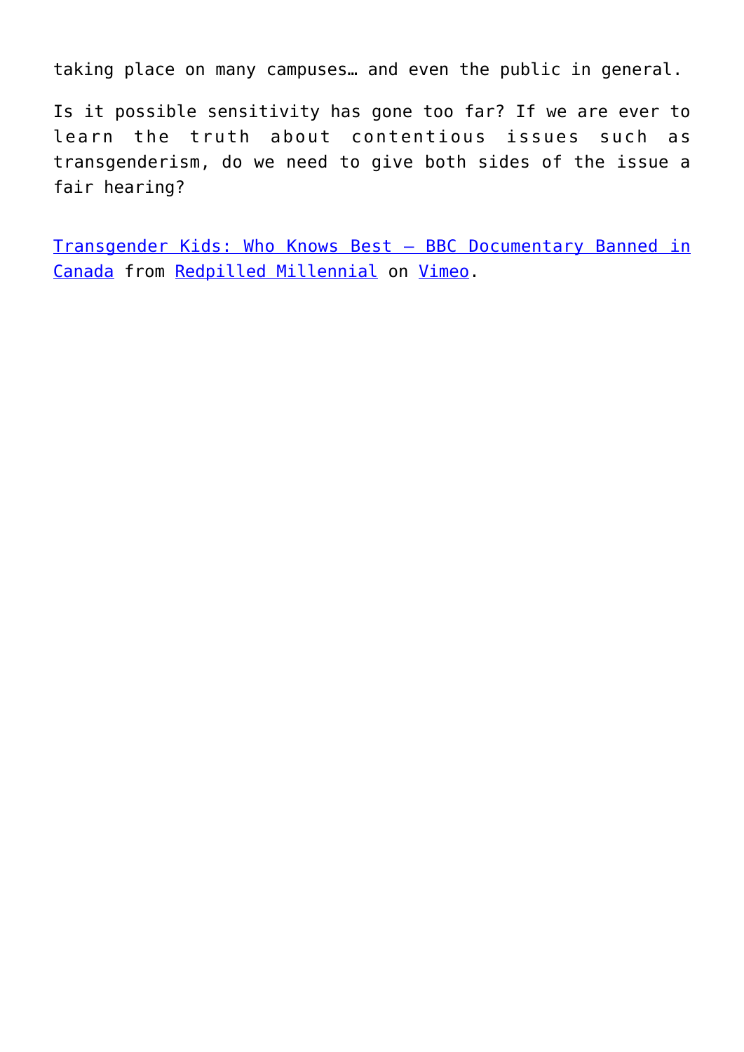taking place on many campuses… and even the public in general.

Is it possible sensitivity has gone too far? If we are ever to learn the truth about contentious issues such as transgenderism, do we need to give both sides of the issue a fair hearing?

Transgender Kids: Who Knows Best – BBC Documentary Banned in Canada from Redpilled Millennial on Vimeo.